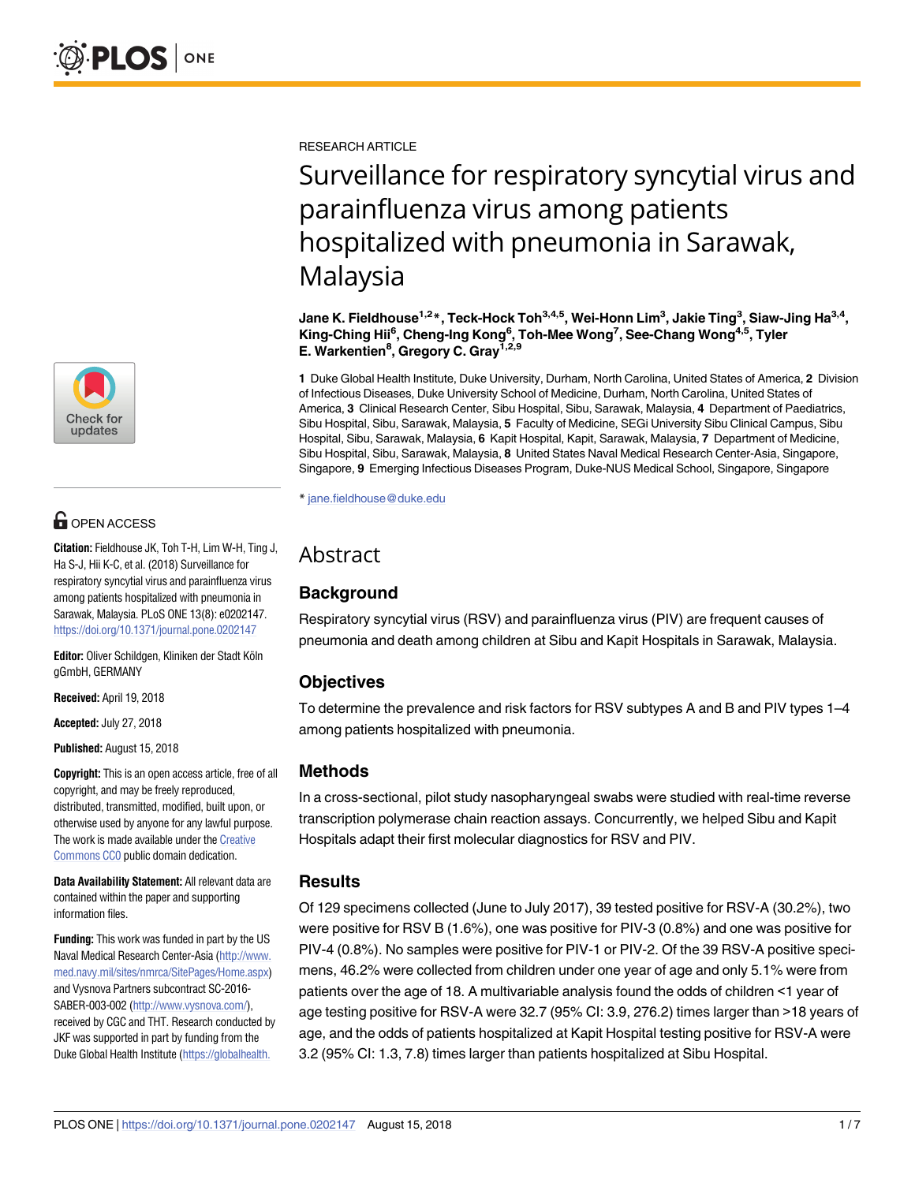RESEARCH ARTICLE

# Surveillance for respiratory syncytial virus and parainfluenza virus among patients hospitalized with pneumonia in Sarawak, Malaysia

**Jane K. Fieldhouse[1,2]*, Teck-Hock Toh[3,4,5], Wei-Honn Lim[3], Jakie Ting[3], Siaw-Jing Ha[3,4], King-Ching Hii[6], Cheng-Ing Kong[6], Toh-Mee Wong[7], See-Chang Wong[4,5], Tyler E. Warkentien[8], Gregory C. Gray[1,2,9]**

**1** Duke Global Health Institute, Duke University, Durham, North Carolina, United States of America, **2** Division of Infectious Diseases, Duke University School of Medicine, Durham, North Carolina, United States of America, **3** Clinical Research Center, Sibu Hospital, Sibu, Sarawak, Malaysia, **4** Department of Paediatrics, Sibu Hospital, Sibu, Sarawak, Malaysia, **5** Faculty of Medicine, SEGi University Sibu Clinical Campus, Sibu Hospital, Sibu, Sarawak, Malaysia, **6** Kapit Hospital, Kapit, Sarawak, Malaysia, **7** Department of Medicine, Sibu Hospital, Sibu, Sarawak, Malaysia, **8** United States Naval Medical Research Center-Asia, Singapore, Singapore, **9** Emerging Infectious Diseases Program, Duke-NUS Medical School, Singapore, Singapore

* jane.fieldhouse@duke.edu

OPEN ACCESS

**Citation:** Fieldhouse JK, Toh T-H, Lim W-H, Ting J, Ha S-J, Hii K-C, et al. (2018) Surveillance for respiratory syncytial virus and parainfluenza virus among patients hospitalized with pneumonia in Sarawak, Malaysia. PLoS ONE 13(8): e0202147. https://doi.org/10.1371/journal.pone.0202147

**Editor:** Oliver Schildgen, Kliniken der Stadt Köln gGmbH, GERMANY

**Received:** April 19, 2018

**Accepted:** July 27, 2018

**Published:** August 15, 2018

**Copyright:** This is an open access article, free of all copyright, and may be freely reproduced, distributed, transmitted, modified, built upon, or otherwise used by anyone for any lawful purpose. The work is made available under the Creative Commons CC0 public domain dedication.

**Data Availability Statement:** All relevant data are contained within the paper and supporting information files.

**Funding:** This work was funded in part by the US Naval Medical Research Center-Asia (http://www.med.navy.mil/sites/nmrca/SitePages/Home.aspx) and Vysnova Partners subcontract SC-2016-SABER-003-002 (http://www.vysnova.com/), received by CGC and THT. Research conducted by JKF was supported in part by funding from the Duke Global Health Institute (https://globalhealth.

## Abstract

### Background

Respiratory syncytial virus (RSV) and parainfluenza virus (PIV) are frequent causes of pneumonia and death among children at Sibu and Kapit Hospitals in Sarawak, Malaysia.

### Objectives

To determine the prevalence and risk factors for RSV subtypes A and B and PIV types 1–4 among patients hospitalized with pneumonia.

### Methods

In a cross-sectional, pilot study nasopharyngeal swabs were studied with real-time reverse transcription polymerase chain reaction assays. Concurrently, we helped Sibu and Kapit Hospitals adapt their first molecular diagnostics for RSV and PIV.

### Results

Of 129 specimens collected (June to July 2017), 39 tested positive for RSV-A (30.2%), two were positive for RSV B (1.6%), one was positive for PIV-3 (0.8%) and one was positive for PIV-4 (0.8%). No samples were positive for PIV-1 or PIV-2. Of the 39 RSV-A positive specimens, 46.2% were collected from children under one year of age and only 5.1% were from patients over the age of 18. A multivariable analysis found the odds of children <1 year of age testing positive for RSV-A were 32.7 (95% CI: 3.9, 276.2) times larger than >18 years of age, and the odds of patients hospitalized at Kapit Hospital testing positive for RSV-A were 3.2 (95% CI: 1.3, 7.8) times larger than patients hospitalized at Sibu Hospital.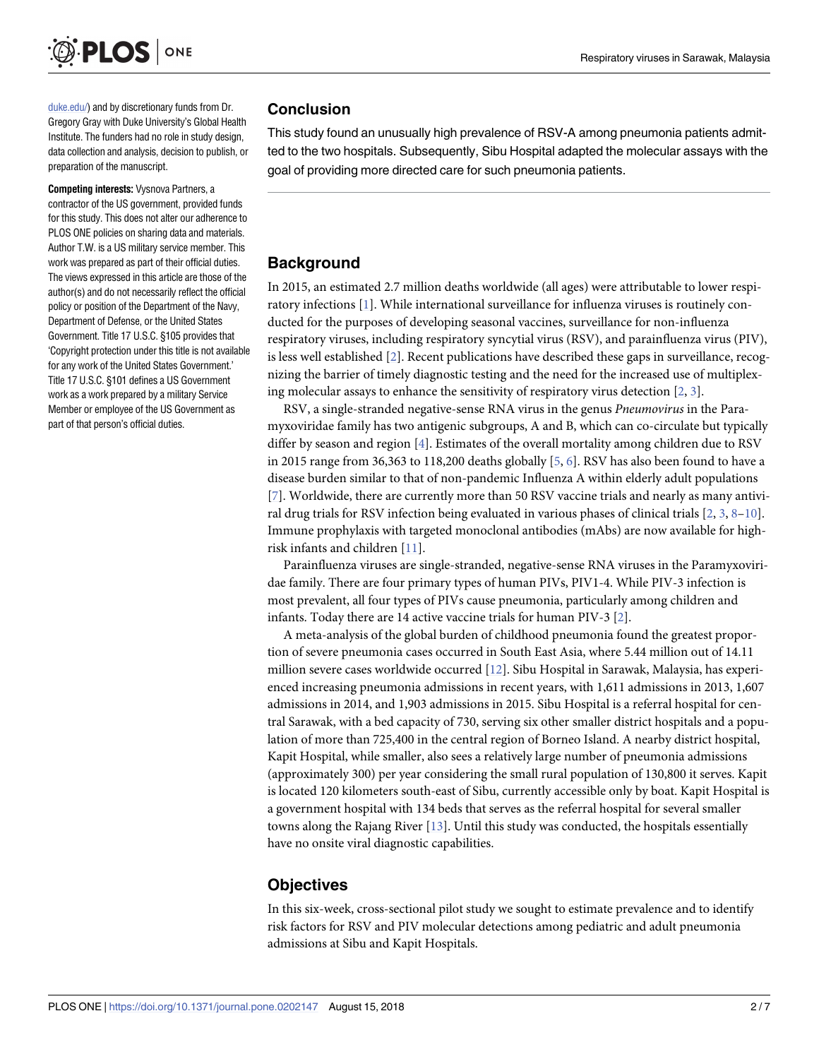duke.edu/) and by discretionary funds from Dr. Gregory Gray with Duke University's Global Health Institute. The funders had no role in study design, data collection and analysis, decision to publish, or preparation of the manuscript.

**Competing interests:** Vysnova Partners, a contractor of the US government, provided funds for this study. This does not alter our adherence to PLOS ONE policies on sharing data and materials. Author T.W. is a US military service member. This work was prepared as part of their official duties. The views expressed in this article are those of the author(s) and do not necessarily reflect the official policy or position of the Department of the Navy, Department of Defense, or the United States Government. Title 17 U.S.C. §105 provides that 'Copyright protection under this title is not available for any work of the United States Government.' Title 17 U.S.C. §101 defines a US Government work as a work prepared by a military Service Member or employee of the US Government as part of that person's official duties.

## Conclusion

This study found an unusually high prevalence of RSV-A among pneumonia patients admitted to the two hospitals. Subsequently, Sibu Hospital adapted the molecular assays with the goal of providing more directed care for such pneumonia patients.

## Background

In 2015, an estimated 2.7 million deaths worldwide (all ages) were attributable to lower respiratory infections [1]. While international surveillance for influenza viruses is routinely conducted for the purposes of developing seasonal vaccines, surveillance for non-influenza respiratory viruses, including respiratory syncytial virus (RSV), and parainfluenza virus (PIV), is less well established [2]. Recent publications have described these gaps in surveillance, recognizing the barrier of timely diagnostic testing and the need for the increased use of multiplexing molecular assays to enhance the sensitivity of respiratory virus detection [2, 3].

RSV, a single-stranded negative-sense RNA virus in the genus *Pneumovirus* in the Paramyxoviridae family has two antigenic subgroups, A and B, which can co-circulate but typically differ by season and region [4]. Estimates of the overall mortality among children due to RSV in 2015 range from 36,363 to 118,200 deaths globally [5, 6]. RSV has also been found to have a disease burden similar to that of non-pandemic Influenza A within elderly adult populations [7]. Worldwide, there are currently more than 50 RSV vaccine trials and nearly as many antiviral drug trials for RSV infection being evaluated in various phases of clinical trials [2, 3, 8–10]. Immune prophylaxis with targeted monoclonal antibodies (mAbs) are now available for high-risk infants and children [11].

Parainfluenza viruses are single-stranded, negative-sense RNA viruses in the Paramyxoviridae family. There are four primary types of human PIVs, PIV1-4. While PIV-3 infection is most prevalent, all four types of PIVs cause pneumonia, particularly among children and infants. Today there are 14 active vaccine trials for human PIV-3 [2].

A meta-analysis of the global burden of childhood pneumonia found the greatest proportion of severe pneumonia cases occurred in South East Asia, where 5.44 million out of 14.11 million severe cases worldwide occurred [12]. Sibu Hospital in Sarawak, Malaysia, has experienced increasing pneumonia admissions in recent years, with 1,611 admissions in 2013, 1,607 admissions in 2014, and 1,903 admissions in 2015. Sibu Hospital is a referral hospital for central Sarawak, with a bed capacity of 730, serving six other smaller district hospitals and a population of more than 725,400 in the central region of Borneo Island. A nearby district hospital, Kapit Hospital, while smaller, also sees a relatively large number of pneumonia admissions (approximately 300) per year considering the small rural population of 130,800 it serves. Kapit is located 120 kilometers south-east of Sibu, currently accessible only by boat. Kapit Hospital is a government hospital with 134 beds that serves as the referral hospital for several smaller towns along the Rajang River [13]. Until this study was conducted, the hospitals essentially have no onsite viral diagnostic capabilities.

## Objectives

In this six-week, cross-sectional pilot study we sought to estimate prevalence and to identify risk factors for RSV and PIV molecular detections among pediatric and adult pneumonia admissions at Sibu and Kapit Hospitals.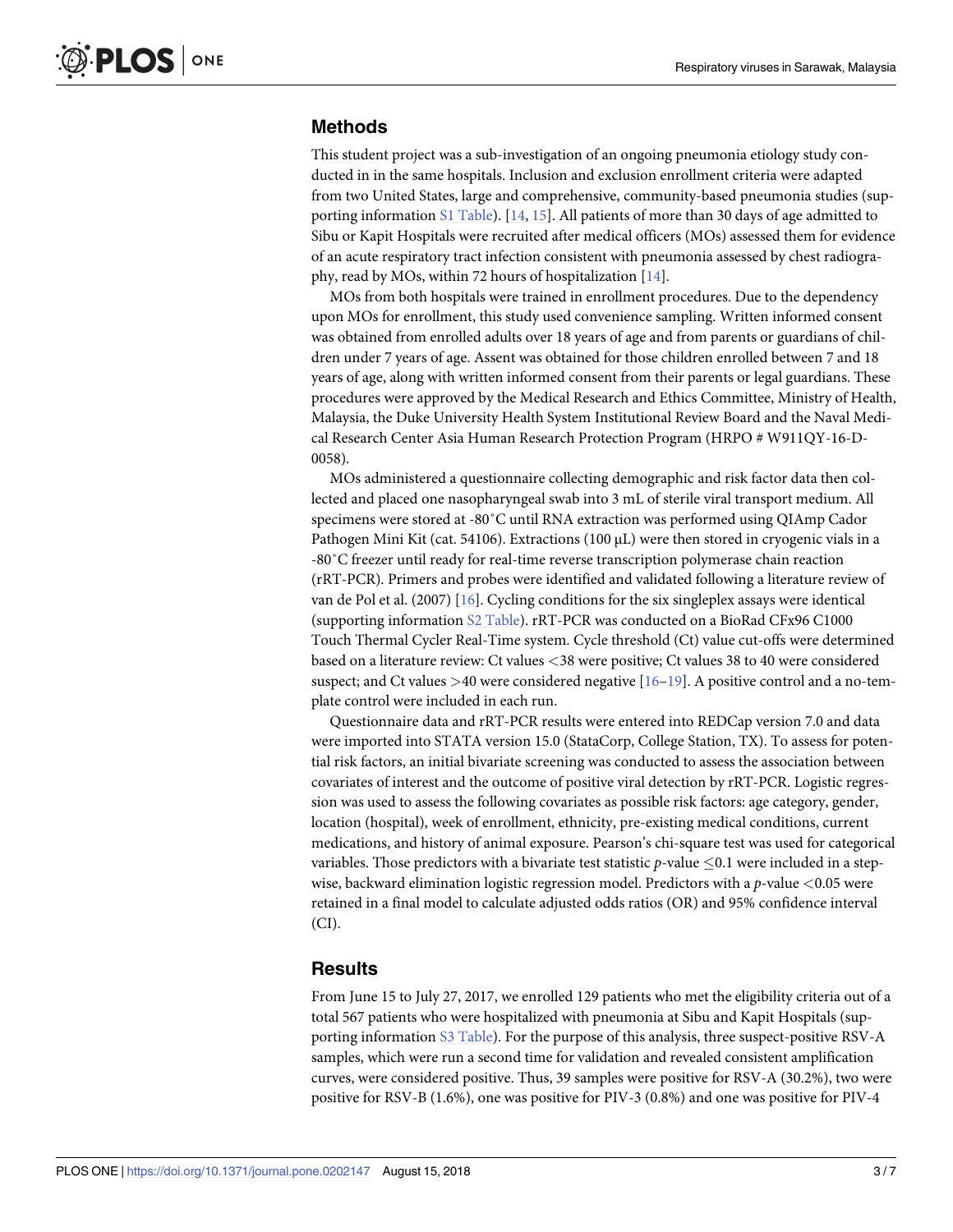## Methods

This student project was a sub-investigation of an ongoing pneumonia etiology study conducted in in the same hospitals. Inclusion and exclusion enrollment criteria were adapted from two United States, large and comprehensive, community-based pneumonia studies (supporting information S1 Table). [14, 15]. All patients of more than 30 days of age admitted to Sibu or Kapit Hospitals were recruited after medical officers (MOs) assessed them for evidence of an acute respiratory tract infection consistent with pneumonia assessed by chest radiography, read by MOs, within 72 hours of hospitalization [14].

MOs from both hospitals were trained in enrollment procedures. Due to the dependency upon MOs for enrollment, this study used convenience sampling. Written informed consent was obtained from enrolled adults over 18 years of age and from parents or guardians of children under 7 years of age. Assent was obtained for those children enrolled between 7 and 18 years of age, along with written informed consent from their parents or legal guardians. These procedures were approved by the Medical Research and Ethics Committee, Ministry of Health, Malaysia, the Duke University Health System Institutional Review Board and the Naval Medical Research Center Asia Human Research Protection Program (HRPO # W911QY-16-D-0058).

MOs administered a questionnaire collecting demographic and risk factor data then collected and placed one nasopharyngeal swab into 3 mL of sterile viral transport medium. All specimens were stored at -80˚C until RNA extraction was performed using QIAmp Cador Pathogen Mini Kit (cat. 54106). Extractions (100 μL) were then stored in cryogenic vials in a -80˚C freezer until ready for real-time reverse transcription polymerase chain reaction (rRT-PCR). Primers and probes were identified and validated following a literature review of van de Pol et al. (2007) [16]. Cycling conditions for the six singleplex assays were identical (supporting information S2 Table). rRT-PCR was conducted on a BioRad CFx96 C1000 Touch Thermal Cycler Real-Time system. Cycle threshold (Ct) value cut-offs were determined based on a literature review: Ct values <38 were positive; Ct values 38 to 40 were considered suspect; and Ct values >40 were considered negative [16–19]. A positive control and a no-template control were included in each run.

Questionnaire data and rRT-PCR results were entered into REDCap version 7.0 and data were imported into STATA version 15.0 (StataCorp, College Station, TX). To assess for potential risk factors, an initial bivariate screening was conducted to assess the association between covariates of interest and the outcome of positive viral detection by rRT-PCR. Logistic regression was used to assess the following covariates as possible risk factors: age category, gender, location (hospital), week of enrollment, ethnicity, pre-existing medical conditions, current medications, and history of animal exposure. Pearson's chi-square test was used for categorical variables. Those predictors with a bivariate test statistic $p$-value $\leq 0.1$ were included in a stepwise, backward elimination logistic regression model. Predictors with a $p$-value $<0.05$ were retained in a final model to calculate adjusted odds ratios (OR) and 95% confidence interval (CI).

## Results

From June 15 to July 27, 2017, we enrolled 129 patients who met the eligibility criteria out of a total 567 patients who were hospitalized with pneumonia at Sibu and Kapit Hospitals (supporting information S3 Table). For the purpose of this analysis, three suspect-positive RSV-A samples, which were run a second time for validation and revealed consistent amplification curves, were considered positive. Thus, 39 samples were positive for RSV-A (30.2%), two were positive for RSV-B (1.6%), one was positive for PIV-3 (0.8%) and one was positive for PIV-4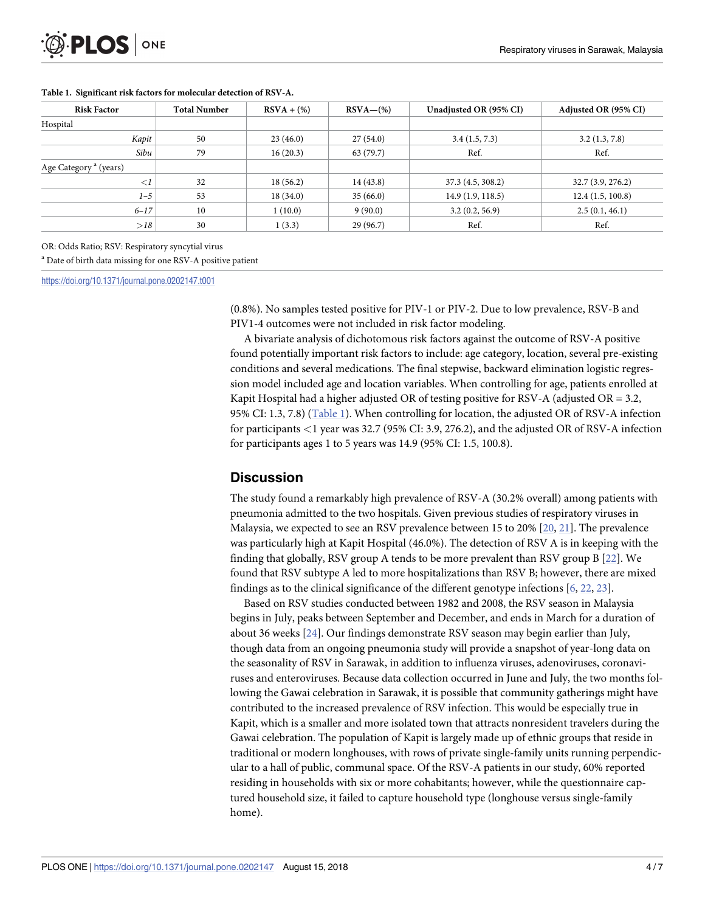**Table 1. Significant risk factors for molecular detection of RSV-A.**

| Risk Factor | Total Number | RSVA + (%) | RSVA—(%) | Unadjusted OR (95% CI) | Adjusted OR (95% CI) |
|---|---|---|---|---|---|
| Hospital | | | | | |
| *Kapit* | 50 | 23 (46.0) | 27 (54.0) | 3.4 (1.5, 7.3) | 3.2 (1.3, 7.8) |
| *Sibu* | 79 | 16 (20.3) | 63 (79.7) | Ref. | Ref. |
| Age Category [a] (years) | | | | | |
| *<1* | 32 | 18 (56.2) | 14 (43.8) | 37.3 (4.5, 308.2) | 32.7 (3.9, 276.2) |
| *1–5* | 53 | 18 (34.0) | 35 (66.0) | 14.9 (1.9, 118.5) | 12.4 (1.5, 100.8) |
| *6–17* | 10 | 1 (10.0) | 9 (90.0) | 3.2 (0.2, 56.9) | 2.5 (0.1, 46.1) |
| *>18* | 30 | 1 (3.3) | 29 (96.7) | Ref. | Ref. |

OR: Odds Ratio; RSV: Respiratory syncytial virus

[a] Date of birth data missing for one RSV-A positive patient

https://doi.org/10.1371/journal.pone.0202147.t001

(0.8%). No samples tested positive for PIV-1 or PIV-2. Due to low prevalence, RSV-B and PIV1-4 outcomes were not included in risk factor modeling.

A bivariate analysis of dichotomous risk factors against the outcome of RSV-A positive found potentially important risk factors to include: age category, location, several pre-existing conditions and several medications. The final stepwise, backward elimination logistic regression model included age and location variables. When controlling for age, patients enrolled at Kapit Hospital had a higher adjusted OR of testing positive for RSV-A (adjusted OR = 3.2, 95% CI: 1.3, 7.8) (Table 1). When controlling for location, the adjusted OR of RSV-A infection for participants <1 year was 32.7 (95% CI: 3.9, 276.2), and the adjusted OR of RSV-A infection for participants ages 1 to 5 years was 14.9 (95% CI: 1.5, 100.8).

## Discussion

The study found a remarkably high prevalence of RSV-A (30.2% overall) among patients with pneumonia admitted to the two hospitals. Given previous studies of respiratory viruses in Malaysia, we expected to see an RSV prevalence between 15 to 20% [20, 21]. The prevalence was particularly high at Kapit Hospital (46.0%). The detection of RSV A is in keeping with the finding that globally, RSV group A tends to be more prevalent than RSV group B [22]. We found that RSV subtype A led to more hospitalizations than RSV B; however, there are mixed findings as to the clinical significance of the different genotype infections [6, 22, 23].

Based on RSV studies conducted between 1982 and 2008, the RSV season in Malaysia begins in July, peaks between September and December, and ends in March for a duration of about 36 weeks [24]. Our findings demonstrate RSV season may begin earlier than July, though data from an ongoing pneumonia study will provide a snapshot of year-long data on the seasonality of RSV in Sarawak, in addition to influenza viruses, adenoviruses, coronaviruses and enteroviruses. Because data collection occurred in June and July, the two months following the Gawai celebration in Sarawak, it is possible that community gatherings might have contributed to the increased prevalence of RSV infection. This would be especially true in Kapit, which is a smaller and more isolated town that attracts nonresident travelers during the Gawai celebration. The population of Kapit is largely made up of ethnic groups that reside in traditional or modern longhouses, with rows of private single-family units running perpendicular to a hall of public, communal space. Of the RSV-A patients in our study, 60% reported residing in households with six or more cohabitants; however, while the questionnaire captured household size, it failed to capture household type (longhouse versus single-family home).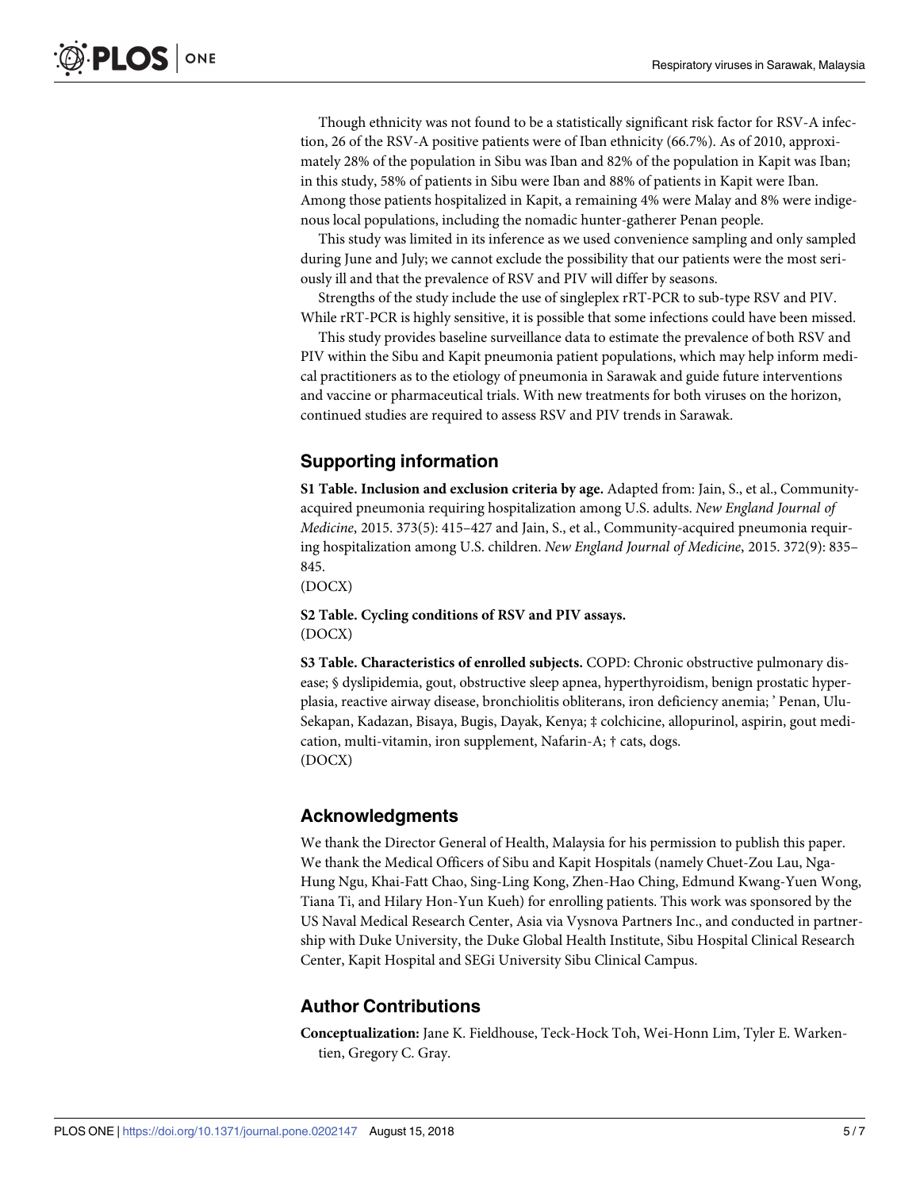Though ethnicity was not found to be a statistically significant risk factor for RSV-A infection, 26 of the RSV-A positive patients were of Iban ethnicity (66.7%). As of 2010, approximately 28% of the population in Sibu was Iban and 82% of the population in Kapit was Iban; in this study, 58% of patients in Sibu were Iban and 88% of patients in Kapit were Iban. Among those patients hospitalized in Kapit, a remaining 4% were Malay and 8% were indigenous local populations, including the nomadic hunter-gatherer Penan people.

This study was limited in its inference as we used convenience sampling and only sampled during June and July; we cannot exclude the possibility that our patients were the most seriously ill and that the prevalence of RSV and PIV will differ by seasons.

Strengths of the study include the use of singleplex rRT-PCR to sub-type RSV and PIV. While rRT-PCR is highly sensitive, it is possible that some infections could have been missed.

This study provides baseline surveillance data to estimate the prevalence of both RSV and PIV within the Sibu and Kapit pneumonia patient populations, which may help inform medical practitioners as to the etiology of pneumonia in Sarawak and guide future interventions and vaccine or pharmaceutical trials. With new treatments for both viruses on the horizon, continued studies are required to assess RSV and PIV trends in Sarawak.

## Supporting information

**S1 Table. Inclusion and exclusion criteria by age.** Adapted from: Jain, S., et al., Community-acquired pneumonia requiring hospitalization among U.S. adults. *New England Journal of Medicine*, 2015. 373(5): 415–427 and Jain, S., et al., Community-acquired pneumonia requiring hospitalization among U.S. children. *New England Journal of Medicine*, 2015. 372(9): 835–845.
(DOCX)

**S2 Table. Cycling conditions of RSV and PIV assays.**
(DOCX)

**S3 Table. Characteristics of enrolled subjects.** COPD: Chronic obstructive pulmonary disease; § dyslipidemia, gout, obstructive sleep apnea, hyperthyroidism, benign prostatic hyperplasia, reactive airway disease, bronchiolitis obliterans, iron deficiency anemia; ' Penan, Ulu-Sekapan, Kadazan, Bisaya, Bugis, Dayak, Kenya; ‡ colchicine, allopurinol, aspirin, gout medication, multi-vitamin, iron supplement, Nafarin-A; † cats, dogs.
(DOCX)

## Acknowledgments

We thank the Director General of Health, Malaysia for his permission to publish this paper. We thank the Medical Officers of Sibu and Kapit Hospitals (namely Chuet-Zou Lau, Nga-Hung Ngu, Khai-Fatt Chao, Sing-Ling Kong, Zhen-Hao Ching, Edmund Kwang-Yuen Wong, Tiana Ti, and Hilary Hon-Yun Kueh) for enrolling patients. This work was sponsored by the US Naval Medical Research Center, Asia via Vysnova Partners Inc., and conducted in partnership with Duke University, the Duke Global Health Institute, Sibu Hospital Clinical Research Center, Kapit Hospital and SEGi University Sibu Clinical Campus.

## Author Contributions

**Conceptualization:** Jane K. Fieldhouse, Teck-Hock Toh, Wei-Honn Lim, Tyler E. Warkentien, Gregory C. Gray.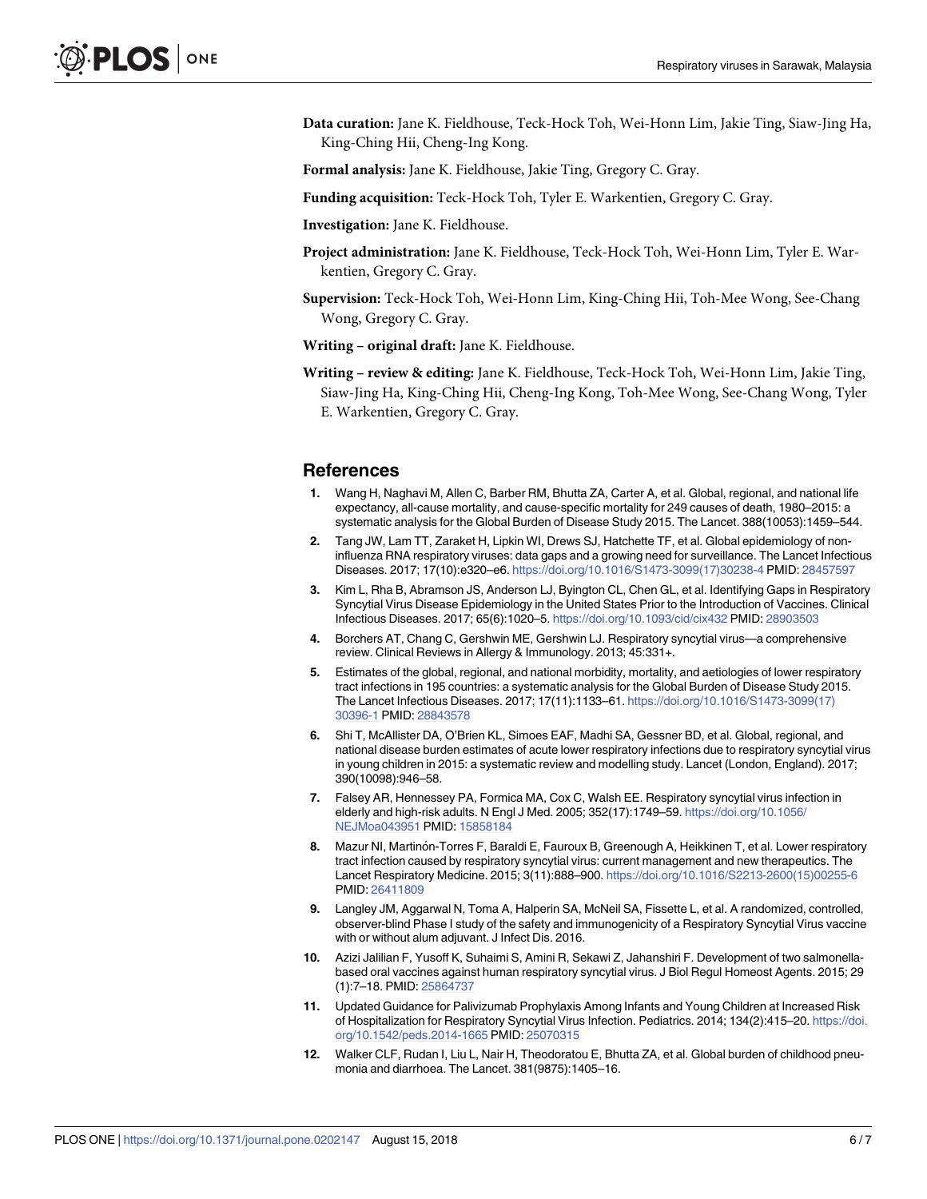**Data curation:** Jane K. Fieldhouse, Teck-Hock Toh, Wei-Honn Lim, Jakie Ting, Siaw-Jing Ha, King-Ching Hii, Cheng-Ing Kong.

**Formal analysis:** Jane K. Fieldhouse, Jakie Ting, Gregory C. Gray.

**Funding acquisition:** Teck-Hock Toh, Tyler E. Warkentien, Gregory C. Gray.

**Investigation:** Jane K. Fieldhouse.

**Project administration:** Jane K. Fieldhouse, Teck-Hock Toh, Wei-Honn Lim, Tyler E. Warkentien, Gregory C. Gray.

**Supervision:** Teck-Hock Toh, Wei-Honn Lim, King-Ching Hii, Toh-Mee Wong, See-Chang Wong, Gregory C. Gray.

**Writing – original draft:** Jane K. Fieldhouse.

**Writing – review & editing:** Jane K. Fieldhouse, Teck-Hock Toh, Wei-Honn Lim, Jakie Ting, Siaw-Jing Ha, King-Ching Hii, Cheng-Ing Kong, Toh-Mee Wong, See-Chang Wong, Tyler E. Warkentien, Gregory C. Gray.

## References

1. Wang H, Naghavi M, Allen C, Barber RM, Bhutta ZA, Carter A, et al. Global, regional, and national life expectancy, all-cause mortality, and cause-specific mortality for 249 causes of death, 1980–2015: a systematic analysis for the Global Burden of Disease Study 2015. The Lancet. 388(10053):1459–544.
2. Tang JW, Lam TT, Zaraket H, Lipkin WI, Drews SJ, Hatchette TF, et al. Global epidemiology of non-influenza RNA respiratory viruses: data gaps and a growing need for surveillance. The Lancet Infectious Diseases. 2017; 17(10):e320–e6. https://doi.org/10.1016/S1473-3099(17)30238-4 PMID: 28457597
3. Kim L, Rha B, Abramson JS, Anderson LJ, Byington CL, Chen GL, et al. Identifying Gaps in Respiratory Syncytial Virus Disease Epidemiology in the United States Prior to the Introduction of Vaccines. Clinical Infectious Diseases. 2017; 65(6):1020–5. https://doi.org/10.1093/cid/cix432 PMID: 28903503
4. Borchers AT, Chang C, Gershwin ME, Gershwin LJ. Respiratory syncytial virus—a comprehensive review. Clinical Reviews in Allergy & Immunology. 2013; 45:331+.
5. Estimates of the global, regional, and national morbidity, mortality, and aetiologies of lower respiratory tract infections in 195 countries: a systematic analysis for the Global Burden of Disease Study 2015. The Lancet Infectious Diseases. 2017; 17(11):1133–61. https://doi.org/10.1016/S1473-3099(17)30396-1 PMID: 28843578
6. Shi T, McAllister DA, O'Brien KL, Simoes EAF, Madhi SA, Gessner BD, et al. Global, regional, and national disease burden estimates of acute lower respiratory infections due to respiratory syncytial virus in young children in 2015: a systematic review and modelling study. Lancet (London, England). 2017; 390(10098):946–58.
7. Falsey AR, Hennessey PA, Formica MA, Cox C, Walsh EE. Respiratory syncytial virus infection in elderly and high-risk adults. N Engl J Med. 2005; 352(17):1749–59. https://doi.org/10.1056/NEJMoa043951 PMID: 15858184
8. Mazur NI, Martinón-Torres F, Baraldi E, Fauroux B, Greenough A, Heikkinen T, et al. Lower respiratory tract infection caused by respiratory syncytial virus: current management and new therapeutics. The Lancet Respiratory Medicine. 2015; 3(11):888–900. https://doi.org/10.1016/S2213-2600(15)00255-6 PMID: 26411809
9. Langley JM, Aggarwal N, Toma A, Halperin SA, McNeil SA, Fissette L, et al. A randomized, controlled, observer-blind Phase I study of the safety and immunogenicity of a Respiratory Syncytial Virus vaccine with or without alum adjuvant. J Infect Dis. 2016.
10. Azizi Jalilian F, Yusoff K, Suhaimi S, Amini R, Sekawi Z, Jahanshiri F. Development of two salmonella-based oral vaccines against human respiratory syncytial virus. J Biol Regul Homeost Agents. 2015; 29 (1):7–18. PMID: 25864737
11. Updated Guidance for Palivizumab Prophylaxis Among Infants and Young Children at Increased Risk of Hospitalization for Respiratory Syncytial Virus Infection. Pediatrics. 2014; 134(2):415–20. https://doi.org/10.1542/peds.2014-1665 PMID: 25070315
12. Walker CLF, Rudan I, Liu L, Nair H, Theodoratou E, Bhutta ZA, et al. Global burden of childhood pneumonia and diarrhoea. The Lancet. 381(9875):1405–16.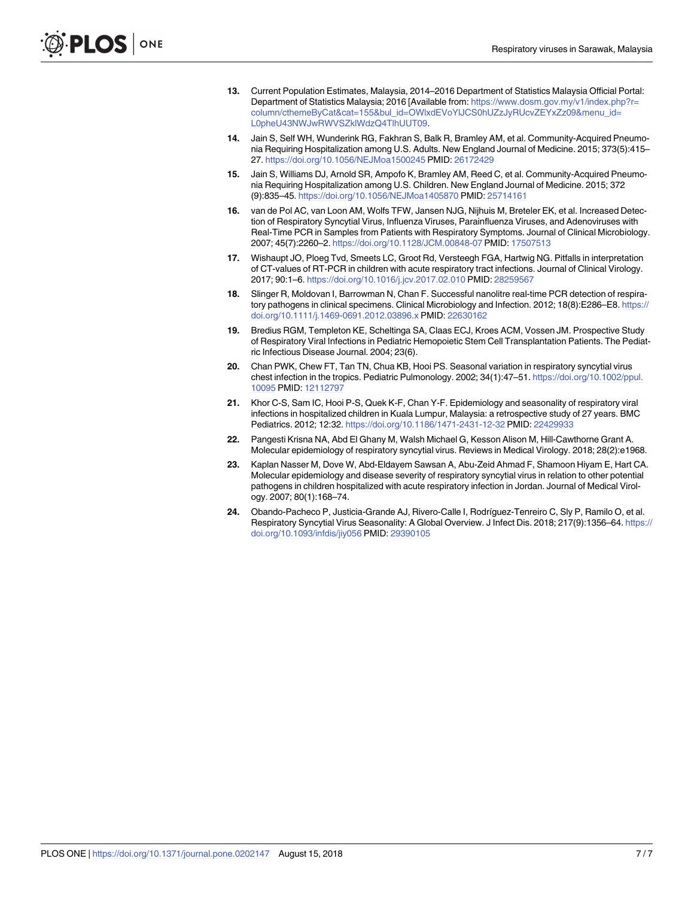13. Current Population Estimates, Malaysia, 2014–2016 Department of Statistics Malaysia Official Portal: Department of Statistics Malaysia; 2016 [Available from: https://www.dosm.gov.my/v1/index.php?r=column/cthemeByCat&cat=155&bul_id=OWlxdEVoYlJCS0hUZzJyRUcvZEYxZz09&menu_id=L0pheU43NWJwRWVSZklWdzQ4TlhUUT09.

14. Jain S, Self WH, Wunderink RG, Fakhran S, Balk R, Bramley AM, et al. Community-Acquired Pneumonia Requiring Hospitalization among U.S. Adults. New England Journal of Medicine. 2015; 373(5):415–27. https://doi.org/10.1056/NEJMoa1500245 PMID: 26172429

15. Jain S, Williams DJ, Arnold SR, Ampofo K, Bramley AM, Reed C, et al. Community-Acquired Pneumonia Requiring Hospitalization among U.S. Children. New England Journal of Medicine. 2015; 372 (9):835–45. https://doi.org/10.1056/NEJMoa1405870 PMID: 25714161

16. van de Pol AC, van Loon AM, Wolfs TFW, Jansen NJG, Nijhuis M, Breteler EK, et al. Increased Detection of Respiratory Syncytial Virus, Influenza Viruses, Parainfluenza Viruses, and Adenoviruses with Real-Time PCR in Samples from Patients with Respiratory Symptoms. Journal of Clinical Microbiology. 2007; 45(7):2260–2. https://doi.org/10.1128/JCM.00848-07 PMID: 17507513

17. Wishaupt JO, Ploeg Tvd, Smeets LC, Groot Rd, Versteegh FGA, Hartwig NG. Pitfalls in interpretation of CT-values of RT-PCR in children with acute respiratory tract infections. Journal of Clinical Virology. 2017; 90:1–6. https://doi.org/10.1016/j.jcv.2017.02.010 PMID: 28259567

18. Slinger R, Moldovan I, Barrowman N, Chan F. Successful nanolitre real-time PCR detection of respiratory pathogens in clinical specimens. Clinical Microbiology and Infection. 2012; 18(8):E286–E8. https://doi.org/10.1111/j.1469-0691.2012.03896.x PMID: 22630162

19. Bredius RGM, Templeton KE, Scheltinga SA, Claas ECJ, Kroes ACM, Vossen JM. Prospective Study of Respiratory Viral Infections in Pediatric Hemopoietic Stem Cell Transplantation Patients. The Pediatric Infectious Disease Journal. 2004; 23(6).

20. Chan PWK, Chew FT, Tan TN, Chua KB, Hooi PS. Seasonal variation in respiratory syncytial virus chest infection in the tropics. Pediatric Pulmonology. 2002; 34(1):47–51. https://doi.org/10.1002/ppul.10095 PMID: 12112797

21. Khor C-S, Sam IC, Hooi P-S, Quek K-F, Chan Y-F. Epidemiology and seasonality of respiratory viral infections in hospitalized children in Kuala Lumpur, Malaysia: a retrospective study of 27 years. BMC Pediatrics. 2012; 12:32. https://doi.org/10.1186/1471-2431-12-32 PMID: 22429933

22. Pangesti Krisna NA, Abd El Ghany M, Walsh Michael G, Kesson Alison M, Hill-Cawthorne Grant A. Molecular epidemiology of respiratory syncytial virus. Reviews in Medical Virology. 2018; 28(2):e1968.

23. Kaplan Nasser M, Dove W, Abd-Eldayem Sawsan A, Abu-Zeid Ahmad F, Shamoon Hiyam E, Hart CA. Molecular epidemiology and disease severity of respiratory syncytial virus in relation to other potential pathogens in children hospitalized with acute respiratory infection in Jordan. Journal of Medical Virology. 2007; 80(1):168–74.

24. Obando-Pacheco P, Justicia-Grande AJ, Rivero-Calle I, Rodríguez-Tenreiro C, Sly P, Ramilo O, et al. Respiratory Syncytial Virus Seasonality: A Global Overview. J Infect Dis. 2018; 217(9):1356–64. https://doi.org/10.1093/infdis/jiy056 PMID: 29390105